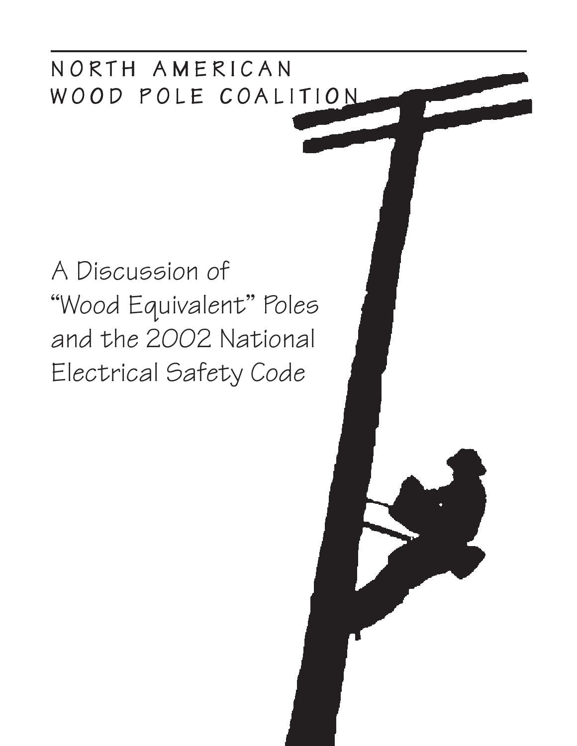NORTH AMERICAN WOOD POLE COALITION

# A Discussion of "Wood Equivalent" Poles and the 2002 National Electrical Safety Code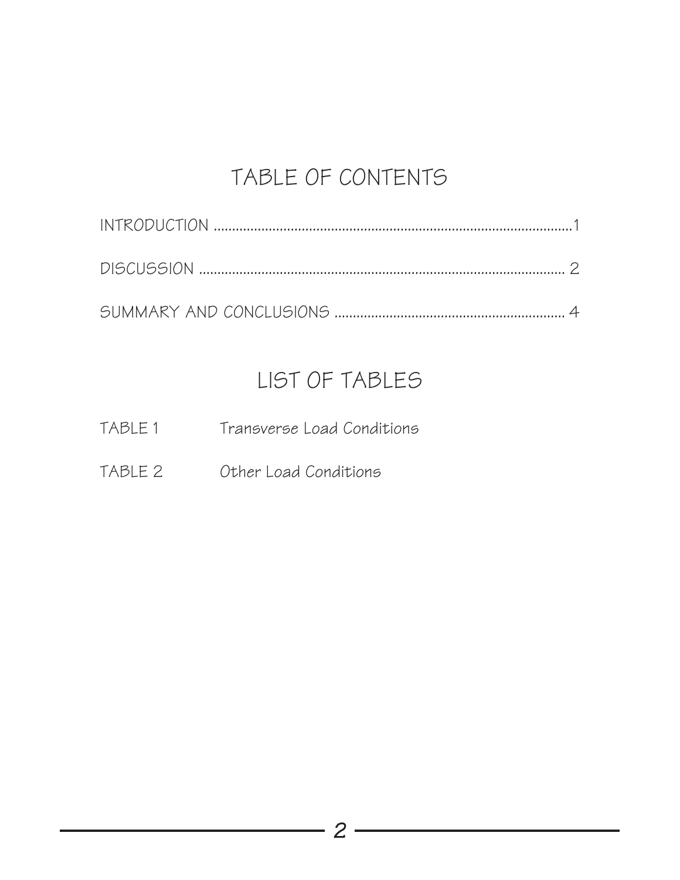# TABLE OF CONTENTS

INTRODUCTION ................................................................................................1

DISCUSSION ................................................................................................ 2

SUMMARY AND CONCLUSIONS ............................................................ 4

# LIST OF TABLES

TABLE 1 Transverse Load Conditions

TABLE 2 Other Load Conditions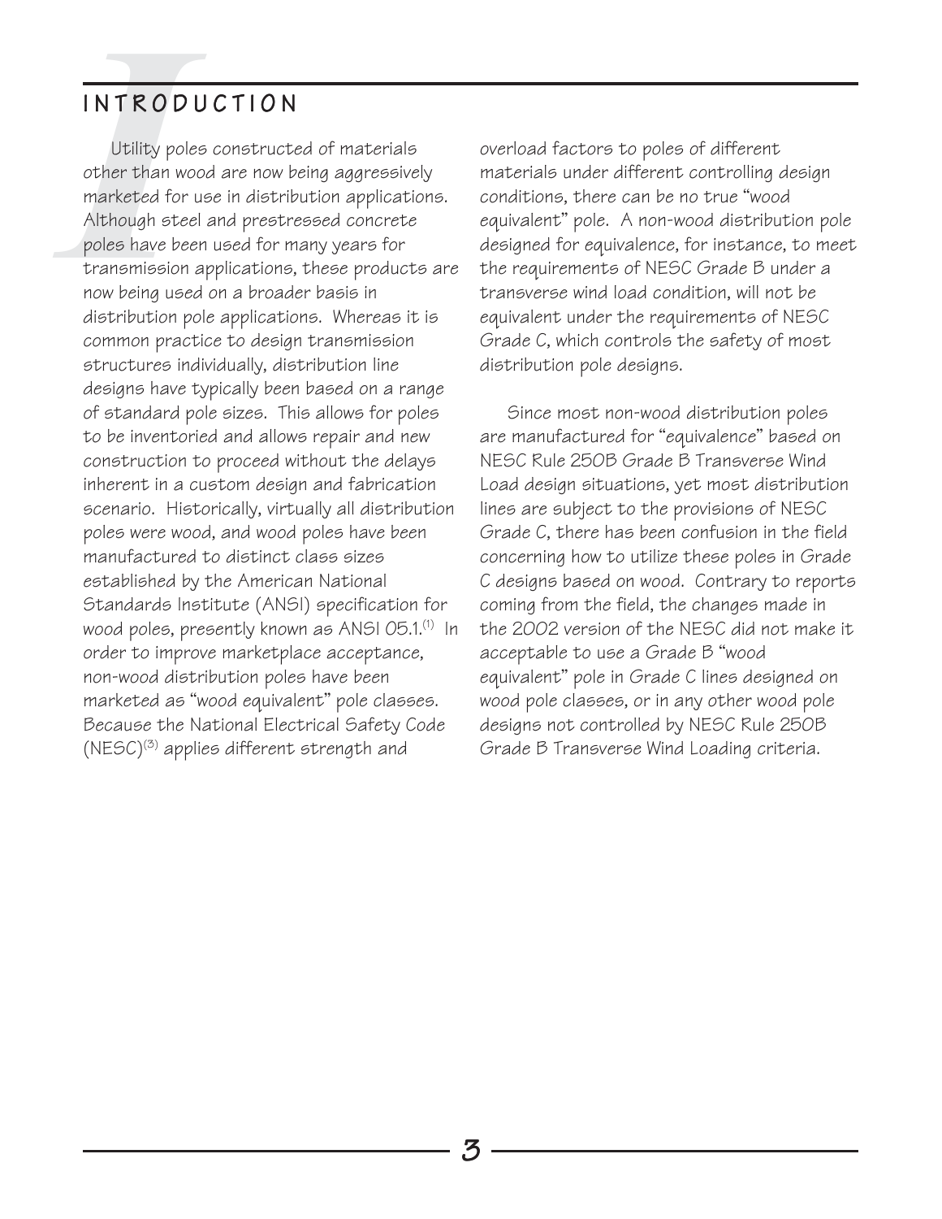# INTRODUCTION

Utility poles constructed of materials other than wood are now being aggressively marketed for use in distribution applications. Although steel and prestressed concrete poles have been used for many years for transmission applications, these products are now being used on a broader basis in distribution pole applications. Whereas it is common practice to design transmission structures individually, distribution line designs have typically been based on a range of standard pole sizes. This allows for poles to be inventoried and allows repair and new construction to proceed without the delays inherent in a custom design and fabrication scenario. Historically, virtually all distribution poles were wood, and wood poles have been manufactured to distinct class sizes established by the American National Standards Institute (ANSI) specification for wood poles, presently known as ANSI 05.1.[1] In order to improve marketplace acceptance, non-wood distribution poles have been marketed as "wood equivalent" pole classes. Because the National Electrical Safety Code (NESC)[3] applies different strength and overload factors to poles of different materials under different controlling design conditions, there can be no true "wood equivalent" pole. A non-wood distribution pole designed for equivalence, for instance, to meet the requirements of NESC Grade B under a transverse wind load condition, will not be equivalent under the requirements of NESC Grade C, which controls the safety of most distribution pole designs.

Since most non-wood distribution poles are manufactured for "equivalence" based on NESC Rule 250B Grade B Transverse Wind Load design situations, yet most distribution lines are subject to the provisions of NESC Grade C, there has been confusion in the field concerning how to utilize these poles in Grade C designs based on wood. Contrary to reports coming from the field, the changes made in the 2002 version of the NESC did not make it acceptable to use a Grade B "wood equivalent" pole in Grade C lines designed on wood pole classes, or in any other wood pole designs not controlled by NESC Rule 250B Grade B Transverse Wind Loading criteria.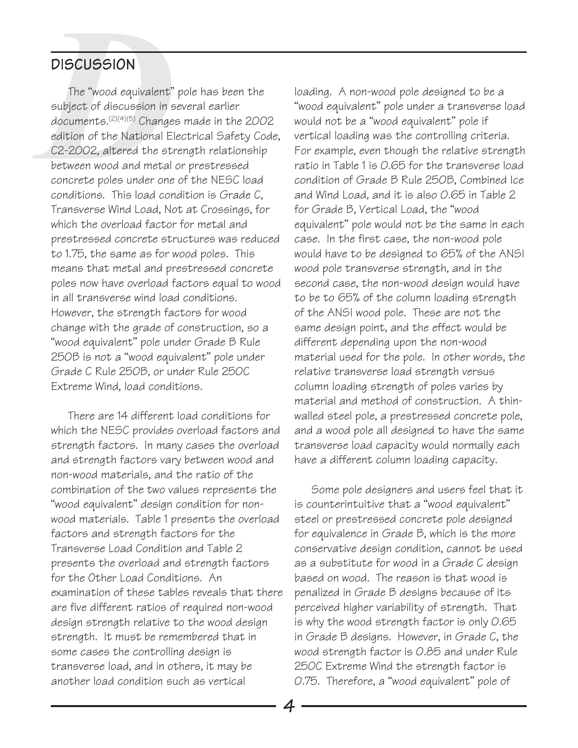## DISCUSSION

The "wood equivalent" pole has been the subject of discussion in several earlier documents.[2][4][5] Changes made in the 2002 edition of the National Electrical Safety Code, C2-2002, altered the strength relationship between wood and metal or prestressed concrete poles under one of the NESC load conditions. This load condition is Grade C, Transverse Wind Load, Not at Crossings, for which the overload factor for metal and prestressed concrete structures was reduced to 1.75, the same as for wood poles. This means that metal and prestressed concrete poles now have overload factors equal to wood in all transverse wind load conditions. However, the strength factors for wood change with the grade of construction, so a "wood equivalent" pole under Grade B Rule 250B is not a "wood equivalent" pole under Grade C Rule 250B, or under Rule 250C Extreme Wind, load conditions.

There are 14 different load conditions for which the NESC provides overload factors and strength factors. In many cases the overload and strength factors vary between wood and non-wood materials, and the ratio of the combination of the two values represents the "wood equivalent" design condition for non-wood materials. Table 1 presents the overload factors and strength factors for the Transverse Load Condition and Table 2 presents the overload and strength factors for the Other Load Conditions. An examination of these tables reveals that there are five different ratios of required non-wood design strength relative to the wood design strength. It must be remembered that in some cases the controlling design is transverse load, and in others, it may be another load condition such as vertical loading. A non-wood pole designed to be a "wood equivalent" pole under a transverse load would not be a "wood equivalent" pole if vertical loading was the controlling criteria. For example, even though the relative strength ratio in Table 1 is 0.65 for the transverse load condition of Grade B Rule 250B, Combined Ice and Wind Load, and it is also 0.65 in Table 2 for Grade B, Vertical Load, the "wood equivalent" pole would not be the same in each case. In the first case, the non-wood pole would have to be designed to 65% of the ANSI wood pole transverse strength, and in the second case, the non-wood design would have to be to 65% of the column loading strength of the ANSI wood pole. These are not the same design point, and the effect would be different depending upon the non-wood material used for the pole. In other words, the relative transverse load strength versus column loading strength of poles varies by material and method of construction. A thin-walled steel pole, a prestressed concrete pole, and a wood pole all designed to have the same transverse load capacity would normally each have a different column loading capacity.

Some pole designers and users feel that it is counterintuitive that a "wood equivalent" steel or prestressed concrete pole designed for equivalence in Grade B, which is the more conservative design condition, cannot be used as a substitute for wood in a Grade C design based on wood. The reason is that wood is penalized in Grade B designs because of its perceived higher variability of strength. That is why the wood strength factor is only 0.65 in Grade B designs. However, in Grade C, the wood strength factor is 0.85 and under Rule 250C Extreme Wind the strength factor is 0.75. Therefore, a "wood equivalent" pole of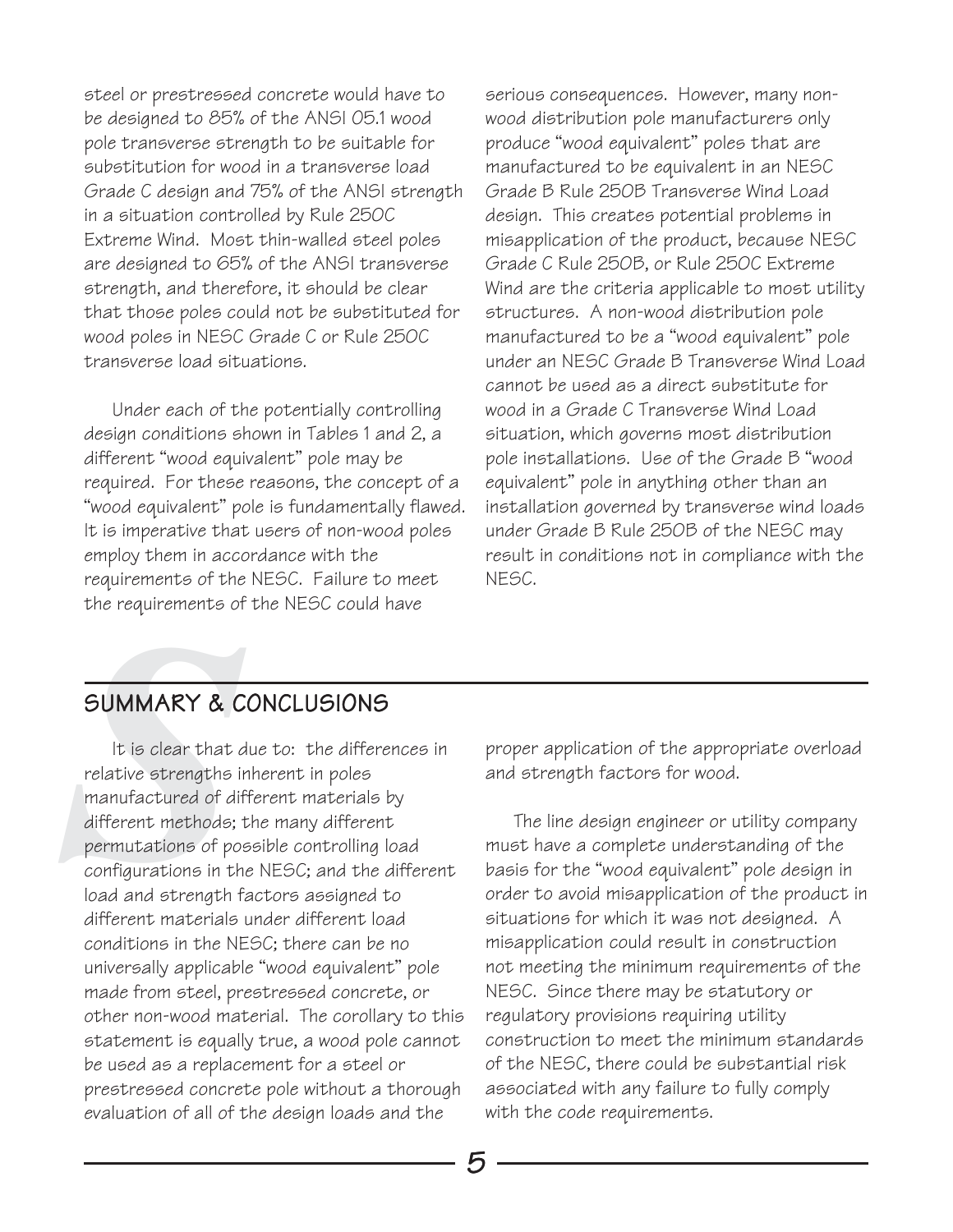steel or prestressed concrete would have to be designed to 85% of the ANSI 05.1 wood pole transverse strength to be suitable for substitution for wood in a transverse load Grade C design and 75% of the ANSI strength in a situation controlled by Rule 250C Extreme Wind. Most thin-walled steel poles are designed to 65% of the ANSI transverse strength, and therefore, it should be clear that those poles could not be substituted for wood poles in NESC Grade C or Rule 250C transverse load situations.

Under each of the potentially controlling design conditions shown in Tables 1 and 2, a different "wood equivalent" pole may be required. For these reasons, the concept of a "wood equivalent" pole is fundamentally flawed. It is imperative that users of non-wood poles employ them in accordance with the requirements of the NESC. Failure to meet the requirements of the NESC could have serious consequences. However, many non-wood distribution pole manufacturers only produce "wood equivalent" poles that are manufactured to be equivalent in an NESC Grade B Rule 250B Transverse Wind Load design. This creates potential problems in misapplication of the product, because NESC Grade C Rule 250B, or Rule 250C Extreme Wind are the criteria applicable to most utility structures. A non-wood distribution pole manufactured to be a "wood equivalent" pole under an NESC Grade B Transverse Wind Load cannot be used as a direct substitute for wood in a Grade C Transverse Wind Load situation, which governs most distribution pole installations. Use of the Grade B "wood equivalent" pole in anything other than an installation governed by transverse wind loads under Grade B Rule 250B of the NESC may result in conditions not in compliance with the NESC.

## SUMMARY & CONCLUSIONS

It is clear that due to: the differences in relative strengths inherent in poles manufactured of different materials by different methods; the many different permutations of possible controlling load configurations in the NESC; and the different load and strength factors assigned to different materials under different load conditions in the NESC; there can be no universally applicable "wood equivalent" pole made from steel, prestressed concrete, or other non-wood material. The corollary to this statement is equally true, a wood pole cannot be used as a replacement for a steel or prestressed concrete pole without a thorough evaluation of all of the design loads and the proper application of the appropriate overload and strength factors for wood.

The line design engineer or utility company must have a complete understanding of the basis for the "wood equivalent" pole design in order to avoid misapplication of the product in situations for which it was not designed. A misapplication could result in construction not meeting the minimum requirements of the NESC. Since there may be statutory or regulatory provisions requiring utility construction to meet the minimum standards of the NESC, there could be substantial risk associated with any failure to fully comply with the code requirements.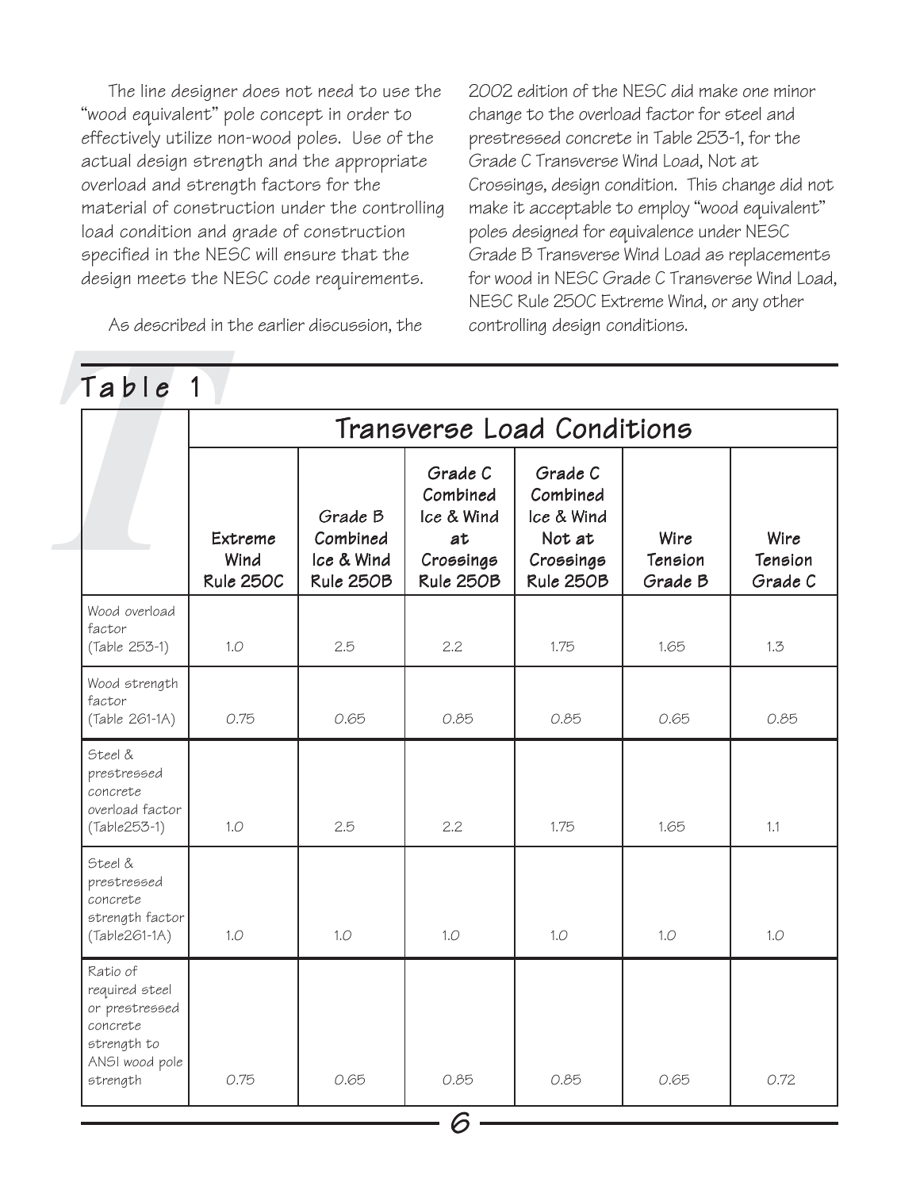The line designer does not need to use the "wood equivalent" pole concept in order to effectively utilize non-wood poles. Use of the actual design strength and the appropriate overload and strength factors for the material of construction under the controlling load condition and grade of construction specified in the NESC will ensure that the design meets the NESC code requirements.

As described in the earlier discussion, the 2002 edition of the NESC did make one minor change to the overload factor for steel and prestressed concrete in Table 253-1, for the Grade C Transverse Wind Load, Not at Crossings, design condition. This change did not make it acceptable to employ "wood equivalent" poles designed for equivalence under NESC Grade B Transverse Wind Load as replacements for wood in NESC Grade C Transverse Wind Load, NESC Rule 250C Extreme Wind, or any other controlling design conditions.

## Table 1

| | Transverse Load Conditions | | | | | |
|---|---|---|---|---|---|---|
| | **Extreme Wind Rule 250C** | **Grade B Combined Ice & Wind Rule 250B** | **Grade C Combined Ice & Wind at Crossings Rule 250B** | **Grade C Combined Ice & Wind Not at Crossings Rule 250B** | **Wire Tension Grade B** | **Wire Tension Grade C** |
| Wood overload factor (Table 253-1) | 1.0 | 2.5 | 2.2 | 1.75 | 1.65 | 1.3 |
| Wood strength factor (Table 261-1A) | 0.75 | 0.65 | 0.85 | 0.85 | 0.65 | 0.85 |
| Steel & prestressed concrete overload factor (Table253-1) | 1.0 | 2.5 | 2.2 | 1.75 | 1.65 | 1.1 |
| Steel & prestressed concrete strength factor (Table261-1A) | 1.0 | 1.0 | 1.0 | 1.0 | 1.0 | 1.0 |
| Ratio of required steel or prestressed concrete strength to ANSI wood pole strength | 0.75 | 0.65 | 0.85 | 0.85 | 0.65 | 0.72 |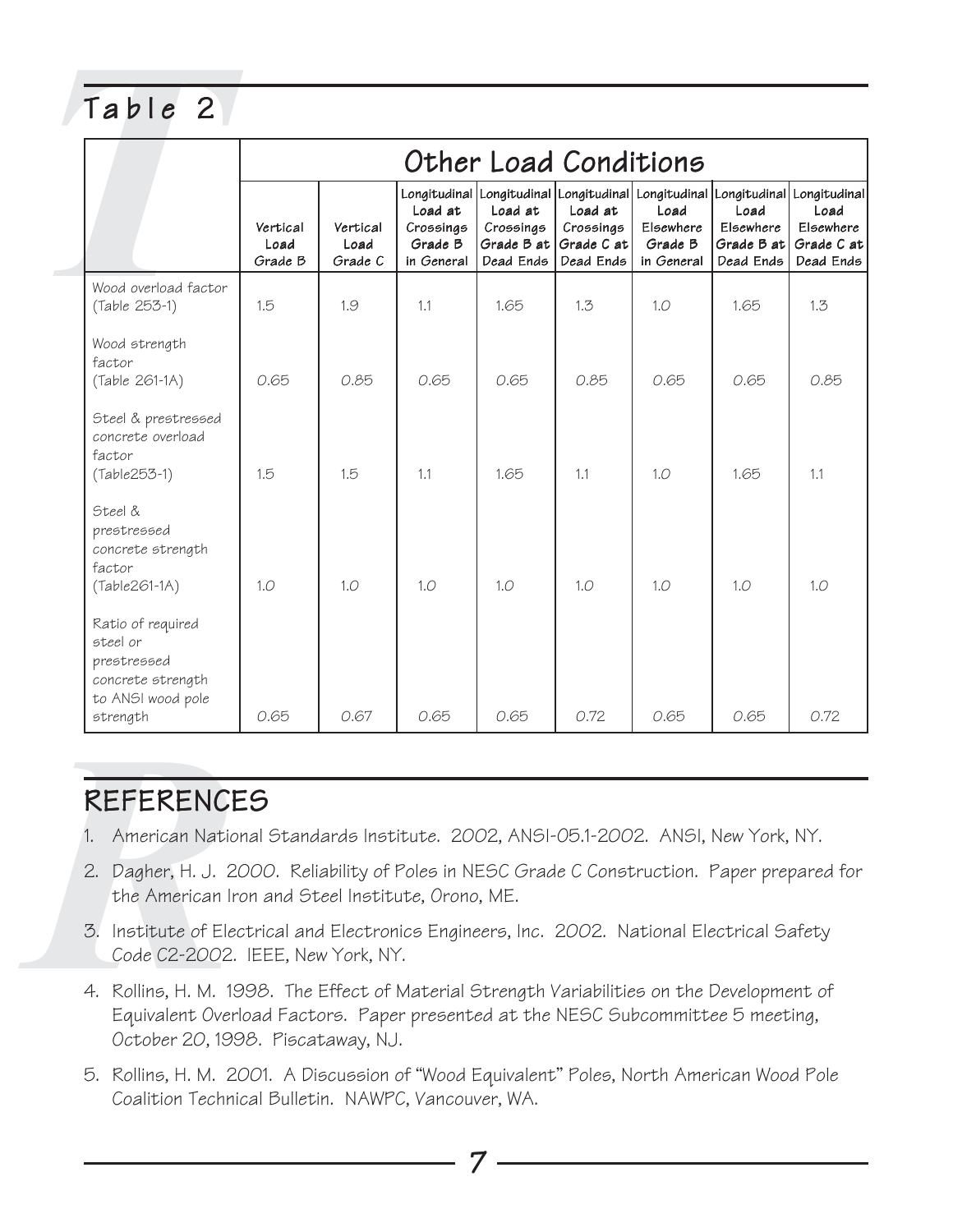## Table 2

| | Other Load Conditions | | | | | | | |
|---|---|---|---|---|---|---|---|---|
| | Vertical Load Grade B | Vertical Load Grade C | Longitudinal Load at Crossings Grade B in General | Longitudinal Load at Crossings Grade B at Dead Ends | Longitudinal Load at Crossings Grade C at Dead Ends | Longitudinal Load Elsewhere Grade B in General | Longitudinal Load Elsewhere Grade B at Dead Ends | Longitudinal Load Elsewhere Grade C at Dead Ends |
| Wood overload factor (Table 253-1) | 1.5 | 1.9 | 1.1 | 1.65 | 1.3 | 1.0 | 1.65 | 1.3 |
| Wood strength factor (Table 261-1A) | 0.65 | 0.85 | 0.65 | 0.65 | 0.85 | 0.65 | 0.65 | 0.85 |
| Steel & prestressed concrete overload factor (Table253-1) | 1.5 | 1.5 | 1.1 | 1.65 | 1.1 | 1.0 | 1.65 | 1.1 |
| Steel & prestressed concrete strength factor (Table261-1A) | 1.0 | 1.0 | 1.0 | 1.0 | 1.0 | 1.0 | 1.0 | 1.0 |
| Ratio of required steel or prestressed concrete strength to ANSI wood pole strength | 0.65 | 0.67 | 0.65 | 0.65 | 0.72 | 0.65 | 0.65 | 0.72 |

## REFERENCES

1. American National Standards Institute. 2002, ANSI-05.1-2002. ANSI, New York, NY.
2. Dagher, H. J. 2000. Reliability of Poles in NESC Grade C Construction. Paper prepared for the American Iron and Steel Institute, Orono, ME.
3. Institute of Electrical and Electronics Engineers, Inc. 2002. National Electrical Safety Code C2-2002. IEEE, New York, NY.
4. Rollins, H. M. 1998. The Effect of Material Strength Variabilities on the Development of Equivalent Overload Factors. Paper presented at the NESC Subcommittee 5 meeting, October 20, 1998. Piscataway, NJ.
5. Rollins, H. M. 2001. A Discussion of "Wood Equivalent" Poles, North American Wood Pole Coalition Technical Bulletin. NAWPC, Vancouver, WA.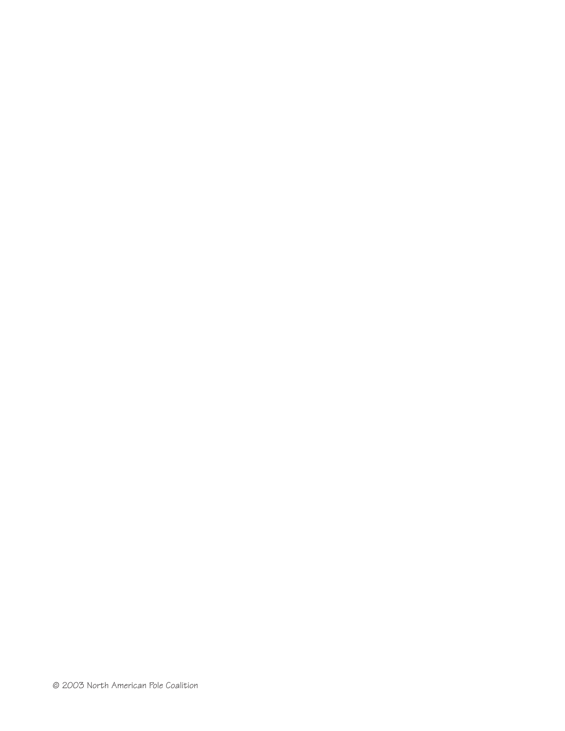© 2003 North American Pole Coalition